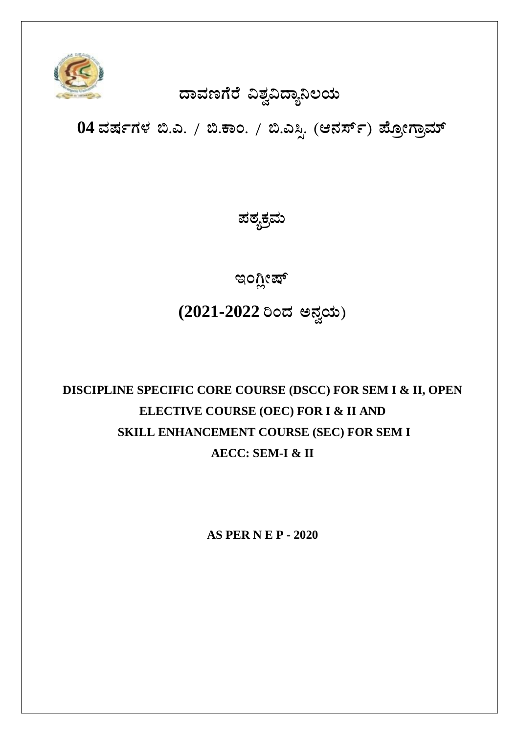# ದಾವಣಗೆರೆ ವಿಶ್ವವಿದ್ಯಾನಿಲಯ

## 04 ವರ್ಷಗಳ ಬಿ.ಎ. / ಬಿ.ಕಾಂ. / ಬಿ.ಎಸ್ಸಿ. (ಆನರ್ಸ್) ಪ್ರೋಗ್ರಾಮ್

## ಪಠ್ಯಕ್ರಮ

## ಇಂಗ್ಲೀಷ್

## (2021-2022 ರಿಂದ ಅನ್ವಯ)

**DISCIPLINE SPECIFIC CORE COURSE (DSCC) FOR SEM I & II, OPEN ELECTIVE COURSE (OEC) FOR I & II AND SKILL ENHANCEMENT COURSE (SEC) FOR SEM I**

**AECC: SEM-I & II**

**AS PER N E P - 2020**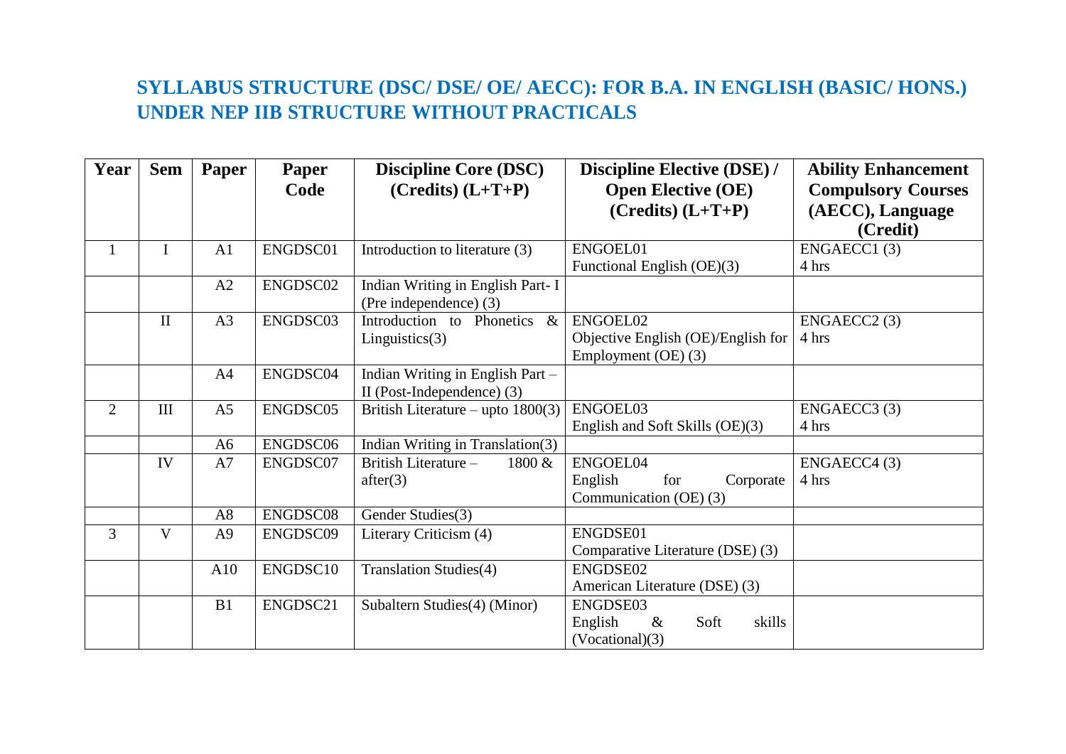## SYLLABUS STRUCTURE (DSC/ DSE/ OE/ AECC): FOR B.A. IN ENGLISH (BASIC/ HONS.) UNDER NEP IIB STRUCTURE WITHOUT PRACTICALS

| Year | Sem | Paper | Paper Code | Discipline Core (DSC) (Credits) (L+T+P) | Discipline Elective (DSE) / Open Elective (OE) (Credits) (L+T+P) | Ability Enhancement Compulsory Courses (AECC), Language (Credit) |
|---|---|---|---|---|---|---|
| 1 | I | A1 | ENGDSC01 | Introduction to literature (3) | ENGOEL01 Functional English (OE)(3) | ENGAECC1 (3) 4 hrs |
| | | A2 | ENGDSC02 | Indian Writing in English Part- I (Pre independence) (3) | | |
| | II | A3 | ENGDSC03 | Introduction to Phonetics & Linguistics(3) | ENGOEL02 Objective English (OE)/English for Employment (OE) (3) | ENGAECC2 (3) 4 hrs |
| | | A4 | ENGDSC04 | Indian Writing in English Part – II (Post-Independence) (3) | | |
| 2 | III | A5 | ENGDSC05 | British Literature – upto 1800(3) | ENGOEL03 English and Soft Skills (OE)(3) | ENGAECC3 (3) 4 hrs |
| | | A6 | ENGDSC06 | Indian Writing in Translation(3) | | |
| | IV | A7 | ENGDSC07 | British Literature – 1800 & after(3) | ENGOEL04 English for Corporate Communication (OE) (3) | ENGAECC4 (3) 4 hrs |
| | | A8 | ENGDSC08 | Gender Studies(3) | | |
| 3 | V | A9 | ENGDSC09 | Literary Criticism (4) | ENGDSE01 Comparative Literature (DSE) (3) | |
| | | A10 | ENGDSC10 | Translation Studies(4) | ENGDSE02 American Literature (DSE) (3) | |
| | | B1 | ENGDSC21 | Subaltern Studies(4) (Minor) | ENGDSE03 English & Soft skills (Vocational)(3) | |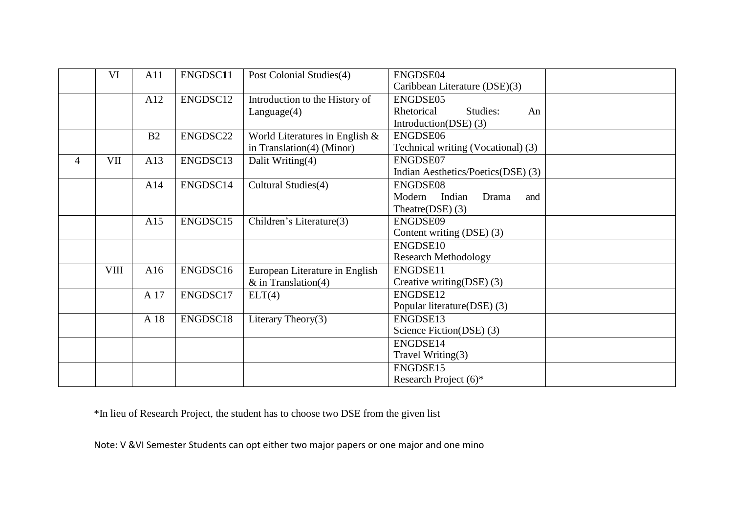| | | | | | | |
|---|---|---|---|---|---|---|
| | VI | A11 | ENGDSC11 | Post Colonial Studies(4) | ENGDSE04<br>Caribbean Literature (DSE)(3) | |
| | | A12 | ENGDSC12 | Introduction to the History of Language(4) | ENGDSE05<br>Rhetorical Studies: An Introduction(DSE) (3) | |
| | | B2 | ENGDSC22 | World Literatures in English & in Translation(4) (Minor) | ENGDSE06<br>Technical writing (Vocational) (3) | |
| 4 | VII | A13 | ENGDSC13 | Dalit Writing(4) | ENGDSE07<br>Indian Aesthetics/Poetics(DSE) (3) | |
| | | A14 | ENGDSC14 | Cultural Studies(4) | ENGDSE08<br>Modern Indian Drama and Theatre(DSE) (3) | |
| | | A15 | ENGDSC15 | Children's Literature(3) | ENGDSE09<br>Content writing (DSE) (3) | |
| | | | | | ENGDSE10<br>Research Methodology | |
| | VIII | A16 | ENGDSC16 | European Literature in English & in Translation(4) | ENGDSE11<br>Creative writing(DSE) (3) | |
| | | A 17 | ENGDSC17 | ELT(4) | ENGDSE12<br>Popular literature(DSE) (3) | |
| | | A 18 | ENGDSC18 | Literary Theory(3) | ENGDSE13<br>Science Fiction(DSE) (3) | |
| | | | | | ENGDSE14<br>Travel Writing(3) | |
| | | | | | ENGDSE15<br>Research Project (6)* | |

*In lieu of Research Project, the student has to choose two DSE from the given list

Note: V &VI Semester Students can opt either two major papers or one major and one mino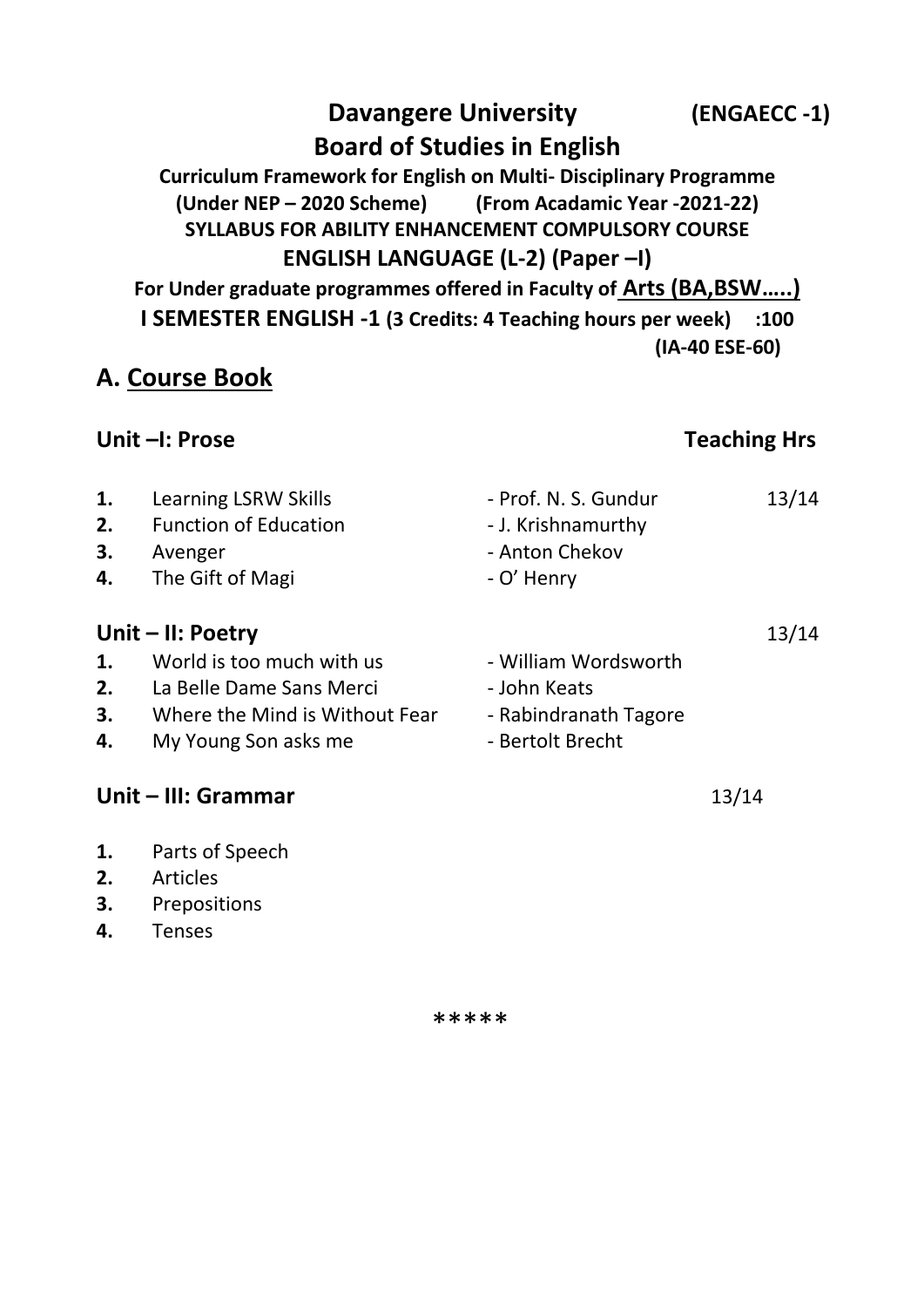# Davangere University (ENGAECC -1)

## Board of Studies in English

**Curriculum Framework for English on Multi- Disciplinary Programme**

**(Under NEP – 2020 Scheme) (From Acadamic Year -2021-22)**

**SYLLABUS FOR ABILITY ENHANCEMENT COMPULSORY COURSE**

**ENGLISH LANGUAGE (L-2) (Paper –I)**

**For Under graduate programmes offered in Faculty of Arts (BA,BSW…..)**

**I SEMESTER ENGLISH -1 (3 Credits: 4 Teaching hours per week) :100**

**(IA-40 ESE-60)**

## A. Course Book

### Unit –I: Prose — Teaching Hrs

| | | | |
|---|---|---|---|
| **1.** | Learning LSRW Skills | - Prof. N. S. Gundur | 13/14 |
| **2.** | Function of Education | - J. Krishnamurthy | |
| **3.** | Avenger | - Anton Chekov | |
| **4.** | The Gift of Magi | - O' Henry | |

### Unit – II: Poetry — 13/14

| | | |
|---|---|---|
| **1.** | World is too much with us | - William Wordsworth |
| **2.** | La Belle Dame Sans Merci | - John Keats |
| **3.** | Where the Mind is Without Fear | - Rabindranath Tagore |
| **4.** | My Young Son asks me | - Bertolt Brecht |

### Unit – III: Grammar — 13/14

1. Parts of Speech
2. Articles
3. Prepositions
4. Tenses

*****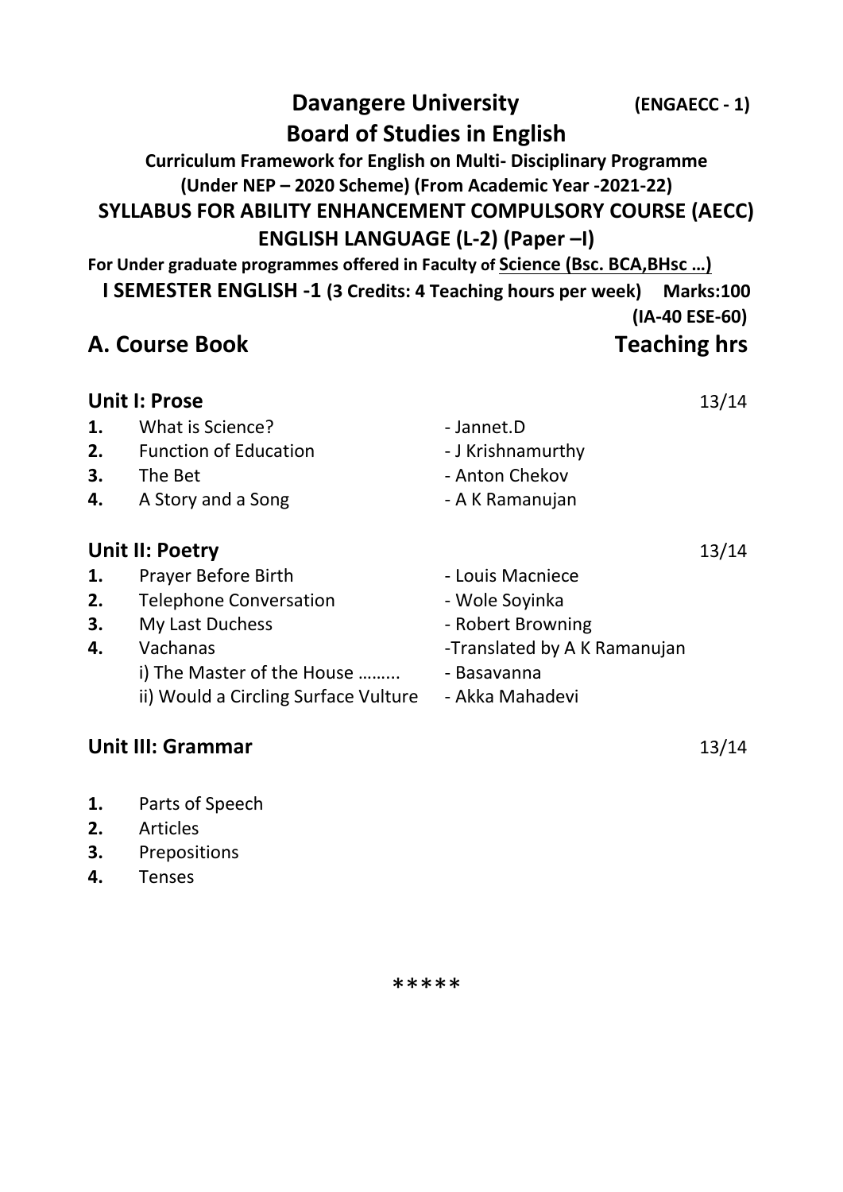# Davangere University (ENGAECC - 1)

## Board of Studies in English

**Curriculum Framework for English on Multi- Disciplinary Programme**
**(Under NEP – 2020 Scheme) (From Academic Year -2021-22)**

**SYLLABUS FOR ABILITY ENHANCEMENT COMPULSORY COURSE (AECC)**
**ENGLISH LANGUAGE (L-2) (Paper –I)**

**For Under graduate programmes offered in Faculty of Science (Bsc. BCA,BHsc …)**

**I SEMESTER ENGLISH -1 (3 Credits: 4 Teaching hours per week) Marks:100 (IA-40 ESE-60)**

## A. Course Book — Teaching hrs

### Unit I: Prose — 13/14

1. What is Science? - Jannet.D
2. Function of Education - J Krishnamurthy
3. The Bet - Anton Chekov
4. A Story and a Song - A K Ramanujan

### Unit II: Poetry — 13/14

1. Prayer Before Birth - Louis Macniece
2. Telephone Conversation - Wole Soyinka
3. My Last Duchess - Robert Browning
4. Vachanas -Translated by A K Ramanujan
   i) The Master of the House ……... - Basavanna
   ii) Would a Circling Surface Vulture - Akka Mahadevi

### Unit III: Grammar — 13/14

1. Parts of Speech
2. Articles
3. Prepositions
4. Tenses

*****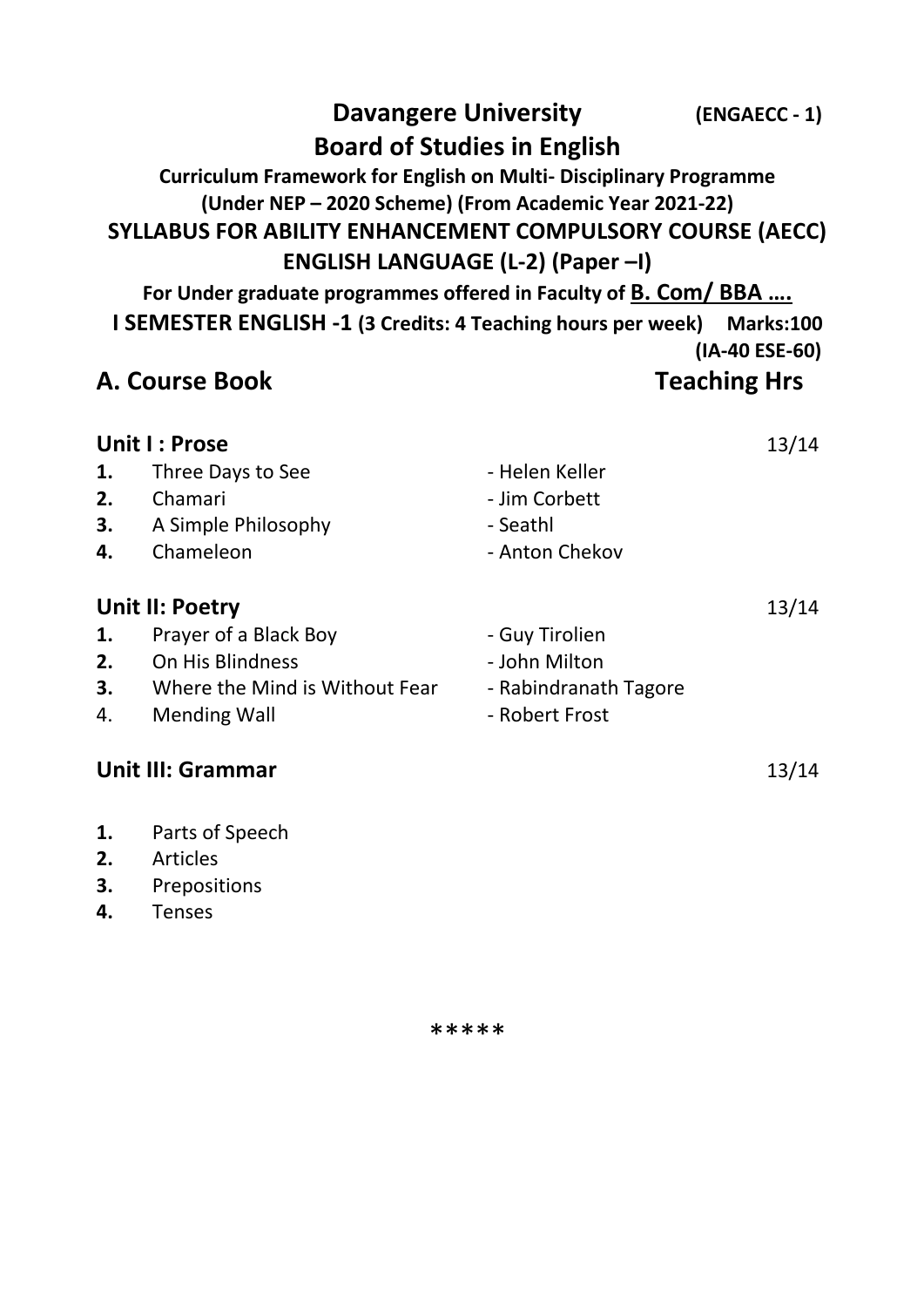# Davangere University (ENGAECC - 1)

## Board of Studies in English

**Curriculum Framework for English on Multi- Disciplinary Programme**

**(Under NEP – 2020 Scheme) (From Academic Year 2021-22)**

**SYLLABUS FOR ABILITY ENHANCEMENT COMPULSORY COURSE (AECC)**

**ENGLISH LANGUAGE (L-2) (Paper –I)**

**For Under graduate programmes offered in Faculty of B. Com/ BBA ….**

**I SEMESTER ENGLISH -1 (3 Credits: 4 Teaching hours per week) Marks:100 (IA-40 ESE-60)**

## A. Course Book — Teaching Hrs

### Unit I : Prose — 13/14

1. Three Days to See - Helen Keller
2. Chamari - Jim Corbett
3. A Simple Philosophy - Seathl
4. Chameleon - Anton Chekov

### Unit II: Poetry — 13/14

1. Prayer of a Black Boy - Guy Tirolien
2. On His Blindness - John Milton
3. Where the Mind is Without Fear - Rabindranath Tagore
4. Mending Wall - Robert Frost

### Unit III: Grammar — 13/14

1. Parts of Speech
2. Articles
3. Prepositions
4. Tenses

*****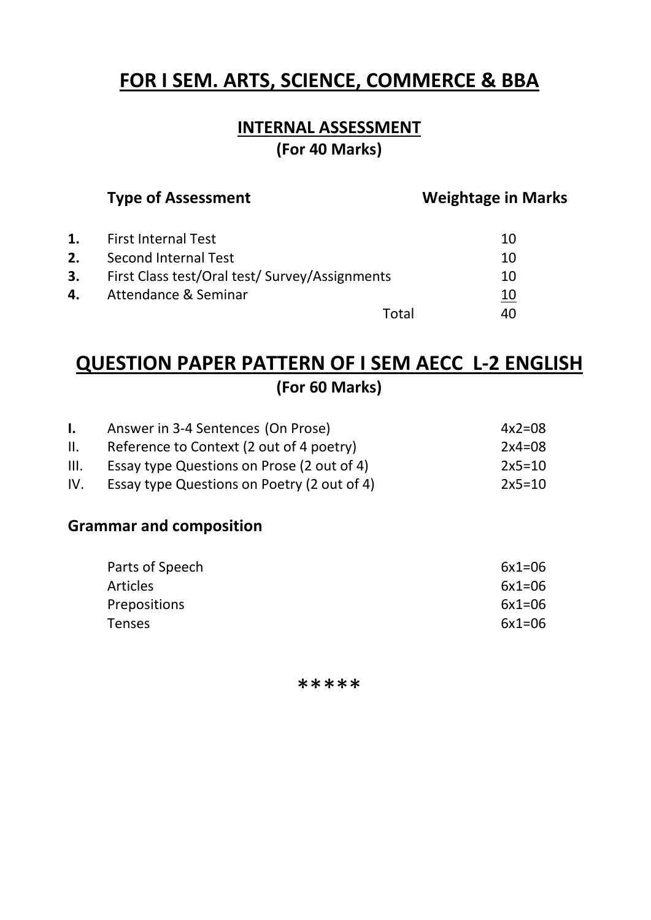# FOR I SEM. ARTS, SCIENCE, COMMERCE & BBA

## INTERNAL ASSESSMENT
**(For 40 Marks)**

| | Type of Assessment | Weightage in Marks |
|---|---|---|
| **1.** | First Internal Test | 10 |
| **2.** | Second Internal Test | 10 |
| **3.** | First Class test/Oral test/ Survey/Assignments | 10 |
| **4.** | Attendance & Seminar | 10 |
| | Total | 40 |

# QUESTION PAPER PATTERN OF I SEM AECC L-2 ENGLISH
**(For 60 Marks)**

| | | |
|---|---|---|
| **I.** | Answer in 3-4 Sentences (On Prose) | 4x2=08 |
| II. | Reference to Context (2 out of 4 poetry) | 2x4=08 |
| III. | Essay type Questions on Prose (2 out of 4) | 2x5=10 |
| IV. | Essay type Questions on Poetry (2 out of 4) | 2x5=10 |

### Grammar and composition

| | |
|---|---|
| Parts of Speech | 6x1=06 |
| Articles | 6x1=06 |
| Prepositions | 6x1=06 |
| Tenses | 6x1=06 |

*****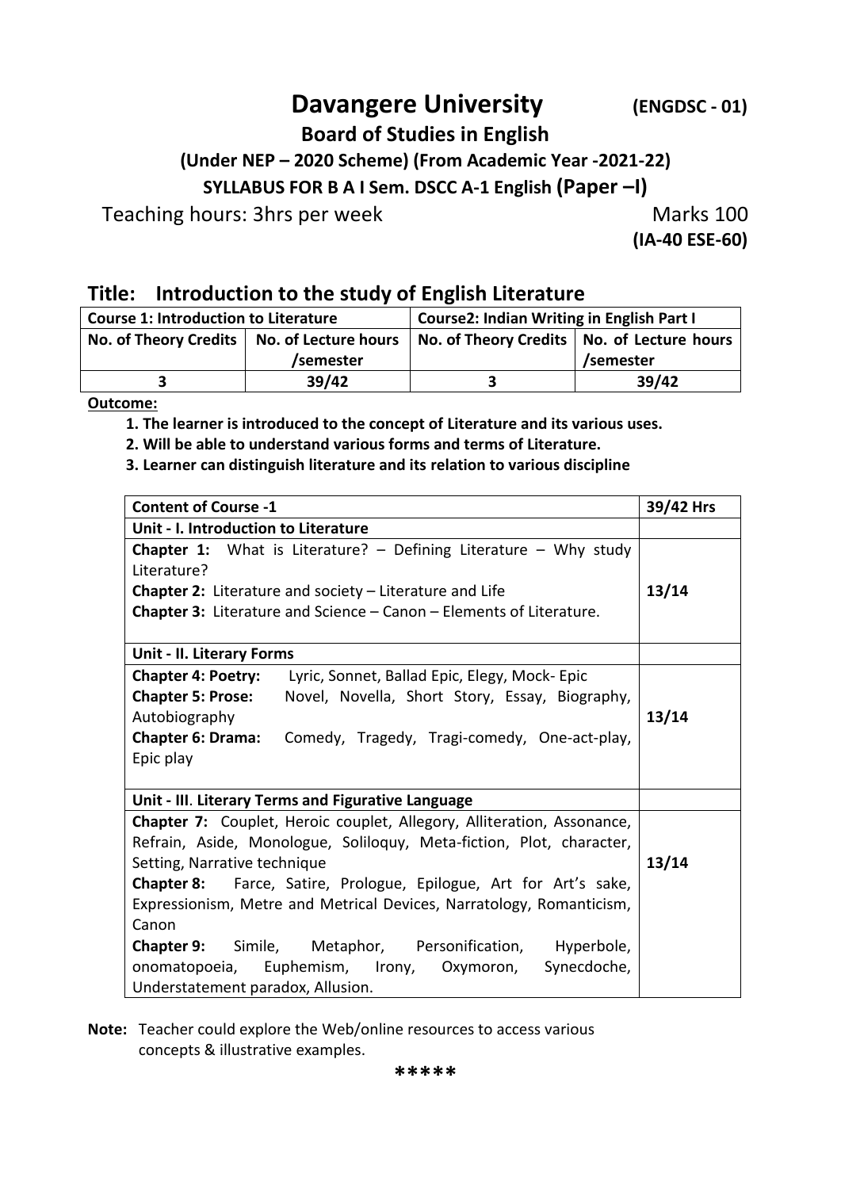# Davangere University (ENGDSC - 01)

## Board of Studies in English

### (Under NEP – 2020 Scheme) (From Academic Year -2021-22)

### SYLLABUS FOR B A I Sem. DSCC A-1 English (Paper –I)

Teaching hours: 3hrs per week Marks 100

**(IA-40 ESE-60)**

## Title: Introduction to the study of English Literature

| Course 1: Introduction to Literature | | Course2: Indian Writing in English Part I | |
|---|---|---|---|
| No. of Theory Credits | No. of Lecture hours /semester | No. of Theory Credits | No. of Lecture hours /semester |
| 3 | 39/42 | 3 | 39/42 |

**Outcome:**

1. **The learner is introduced to the concept of Literature and its various uses.**
2. **Will be able to understand various forms and terms of Literature.**
3. **Learner can distinguish literature and its relation to various discipline**

| Content of Course -1 | 39/42 Hrs |
|---|---|
| **Unit - I. Introduction to Literature** | |
| **Chapter 1:** What is Literature? – Defining Literature – Why study Literature? **Chapter 2:** Literature and society – Literature and Life **Chapter 3:** Literature and Science – Canon – Elements of Literature. | 13/14 |
| **Unit - II. Literary Forms** | |
| **Chapter 4: Poetry:** Lyric, Sonnet, Ballad Epic, Elegy, Mock- Epic **Chapter 5: Prose:** Novel, Novella, Short Story, Essay, Biography, Autobiography **Chapter 6: Drama:** Comedy, Tragedy, Tragi-comedy, One-act-play, Epic play | 13/14 |
| **Unit - III. Literary Terms and Figurative Language** | |
| **Chapter 7:** Couplet, Heroic couplet, Allegory, Alliteration, Assonance, Refrain, Aside, Monologue, Soliloquy, Meta-fiction, Plot, character, Setting, Narrative technique **Chapter 8:** Farce, Satire, Prologue, Epilogue, Art for Art's sake, Expressionism, Metre and Metrical Devices, Narratology, Romanticism, Canon **Chapter 9:** Simile, Metaphor, Personification, Hyperbole, onomatopoeia, Euphemism, Irony, Oxymoron, Synecdoche, Understatement paradox, Allusion. | 13/14 |

**Note:** Teacher could explore the Web/online resources to access various concepts & illustrative examples.

*****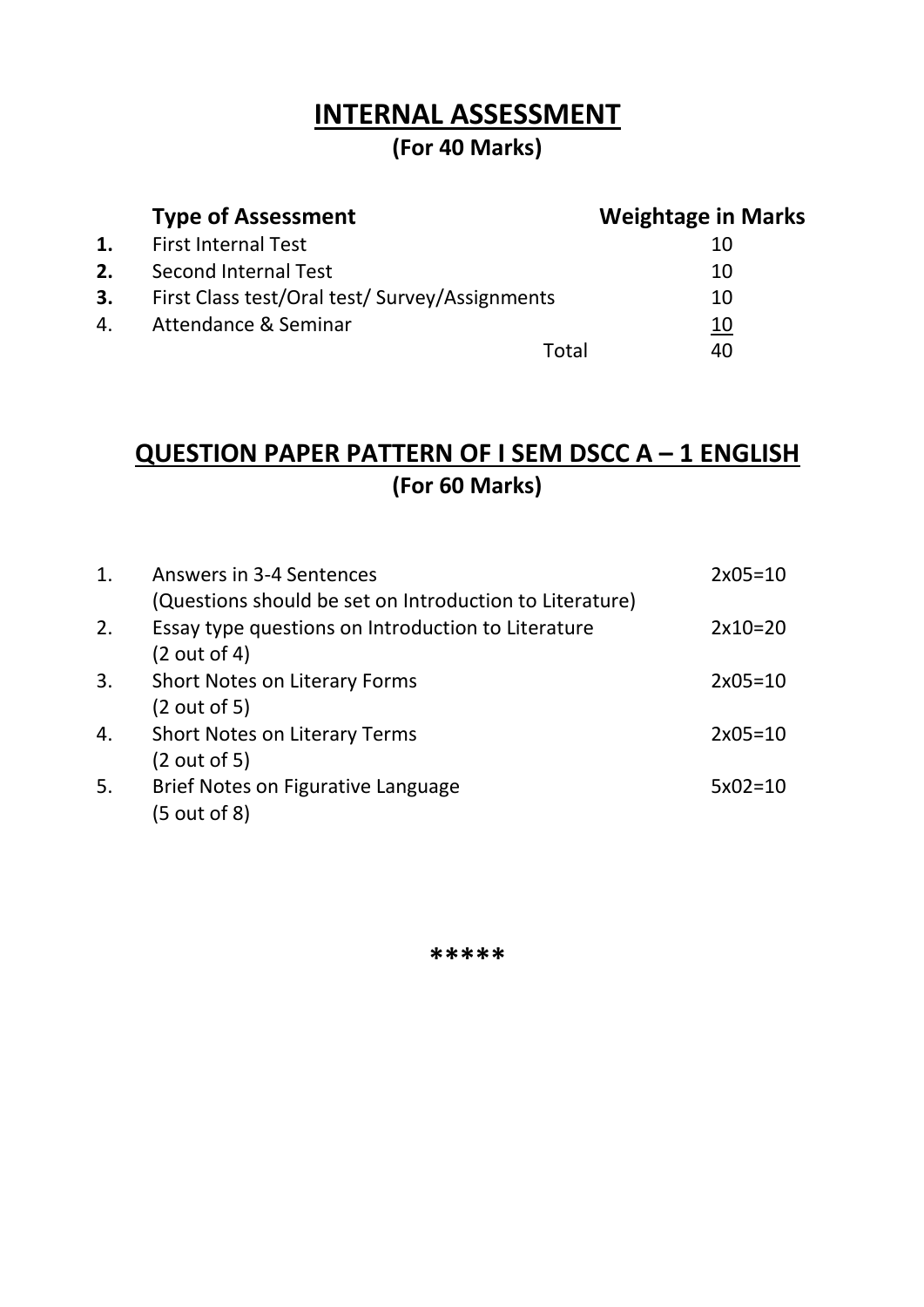## INTERNAL ASSESSMENT

**(For 40 Marks)**

| | **Type of Assessment** | **Weightage in Marks** |
|---|---|---|
| **1.** | First Internal Test | 10 |
| **2.** | Second Internal Test | 10 |
| **3.** | First Class test/Oral test/ Survey/Assignments | 10 |
| 4. | Attendance & Seminar | 10 |
| | Total | 40 |

## QUESTION PAPER PATTERN OF I SEM DSCC A – 1 ENGLISH

**(For 60 Marks)**

| | | |
|---|---|---|
| 1. | Answers in 3-4 Sentences<br>(Questions should be set on Introduction to Literature) | 2x05=10 |
| 2. | Essay type questions on Introduction to Literature<br>(2 out of 4) | 2x10=20 |
| 3. | Short Notes on Literary Forms<br>(2 out of 5) | 2x05=10 |
| 4. | Short Notes on Literary Terms<br>(2 out of 5) | 2x05=10 |
| 5. | Brief Notes on Figurative Language<br>(5 out of 8) | 5x02=10 |

*****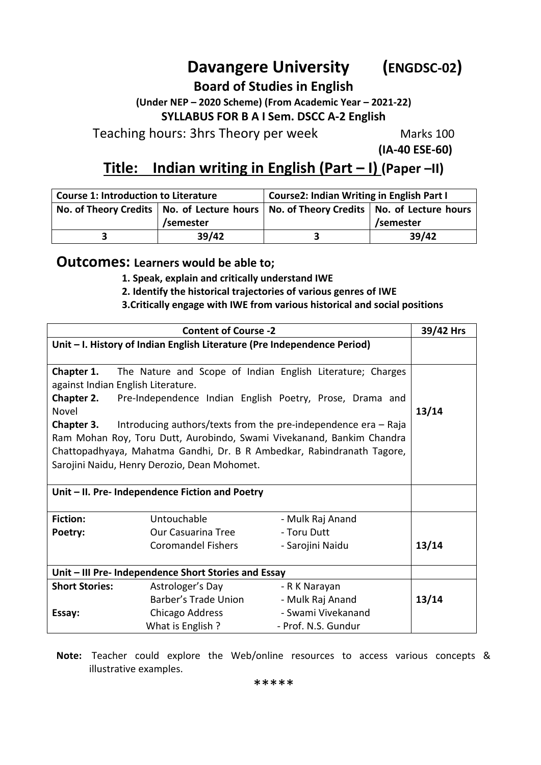# Davangere University (ENGDSC-02)

## Board of Studies in English

**(Under NEP – 2020 Scheme) (From Academic Year – 2021-22)**

**SYLLABUS FOR B A I Sem. DSCC A-2 English**

Teaching hours: 3hrs Theory per week — Marks 100 **(IA-40 ESE-60)**

## Title: Indian writing in English (Part – I) (Paper –II)

| Course 1: Introduction to Literature | | Course2: Indian Writing in English Part I | |
|---|---|---|---|
| No. of Theory Credits | No. of Lecture hours /semester | No. of Theory Credits | No. of Lecture hours /semester |
| 3 | 39/42 | 3 | 39/42 |

## Outcomes: Learners would be able to;

1. **Speak, explain and critically understand IWE**
2. **Identify the historical trajectories of various genres of IWE**
3. **Critically engage with IWE from various historical and social positions**

| Content of Course -2 | | | 39/42 Hrs |
|---|---|---|---|
| **Unit – I. History of Indian English Literature (Pre Independence Period)** | | | |
| **Chapter 1.** The Nature and Scope of Indian English Literature; Charges against Indian English Literature. **Chapter 2.** Pre-Independence Indian English Poetry, Prose, Drama and Novel **Chapter 3.** Introducing authors/texts from the pre-independence era – Raja Ram Mohan Roy, Toru Dutt, Aurobindo, Swami Vivekanand, Bankim Chandra Chattopadhyaya, Mahatma Gandhi, Dr. B R Ambedkar, Rabindranath Tagore, Sarojini Naidu, Henry Derozio, Dean Mohomet. | | | 13/14 |
| **Unit – II. Pre- Independence Fiction and Poetry** | | | |
| **Fiction:** | Untouchable | - Mulk Raj Anand | 13/14 |
| **Poetry:** | Our Casuarina Tree | - Toru Dutt | |
| | Coromandel Fishers | - Sarojini Naidu | |
| **Unit – III Pre- Independence Short Stories and Essay** | | | |
| **Short Stories:** | Astrologer's Day | - R K Narayan | 13/14 |
| | Barber's Trade Union | - Mulk Raj Anand | |
| **Essay:** | Chicago Address | - Swami Vivekanand | |
| | What is English ? | - Prof. N.S. Gundur | |

**Note:** Teacher could explore the Web/online resources to access various concepts & illustrative examples.

*****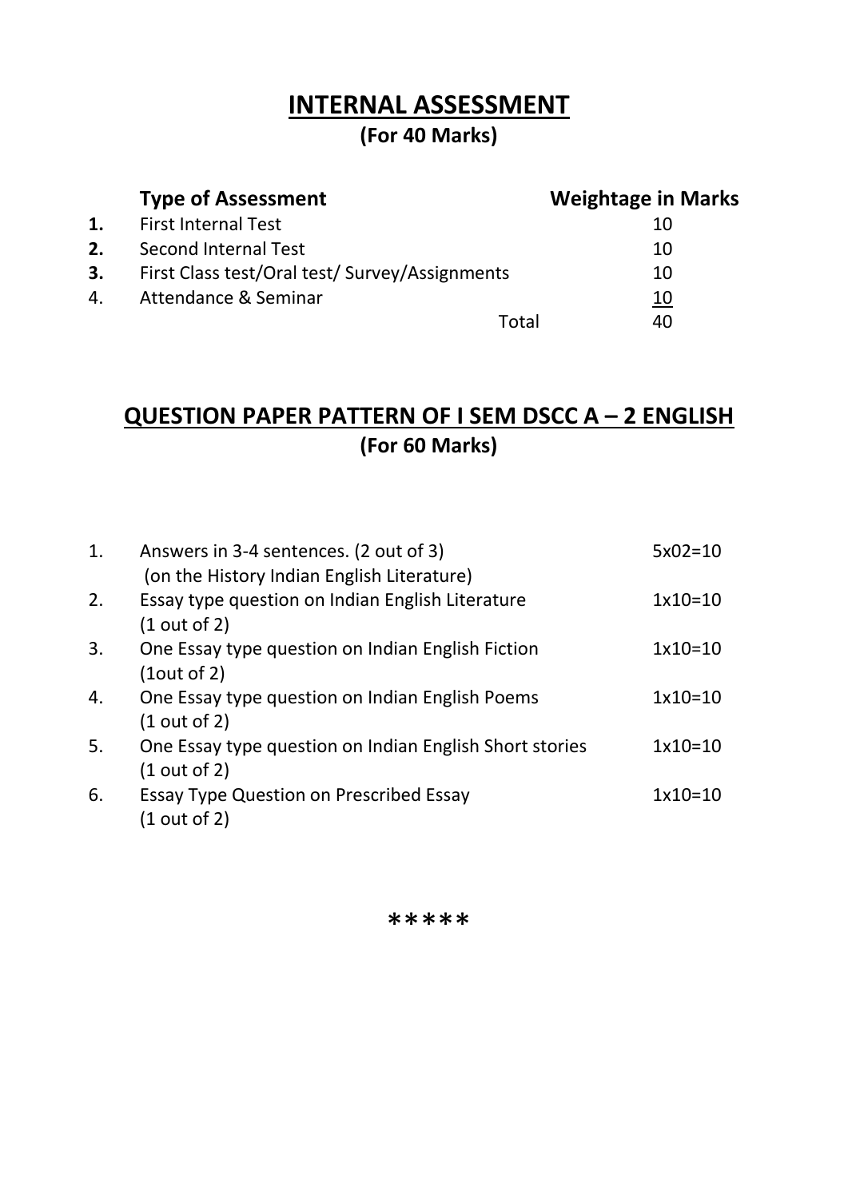# INTERNAL ASSESSMENT

**(For 40 Marks)**

| | **Type of Assessment** | **Weightage in Marks** |
|---|---|---|
| **1.** | First Internal Test | 10 |
| **2.** | Second Internal Test | 10 |
| **3.** | First Class test/Oral test/ Survey/Assignments | 10 |
| 4. | Attendance & Seminar | 10 |
| | Total | 40 |

# QUESTION PAPER PATTERN OF I SEM DSCC A – 2 ENGLISH

**(For 60 Marks)**

| | | |
|---|---|---|
| 1. | Answers in 3-4 sentences. (2 out of 3) (on the History Indian English Literature) | 5x02=10 |
| 2. | Essay type question on Indian English Literature (1 out of 2) | 1x10=10 |
| 3. | One Essay type question on Indian English Fiction (1out of 2) | 1x10=10 |
| 4. | One Essay type question on Indian English Poems (1 out of 2) | 1x10=10 |
| 5. | One Essay type question on Indian English Short stories (1 out of 2) | 1x10=10 |
| 6. | Essay Type Question on Prescribed Essay (1 out of 2) | 1x10=10 |

*****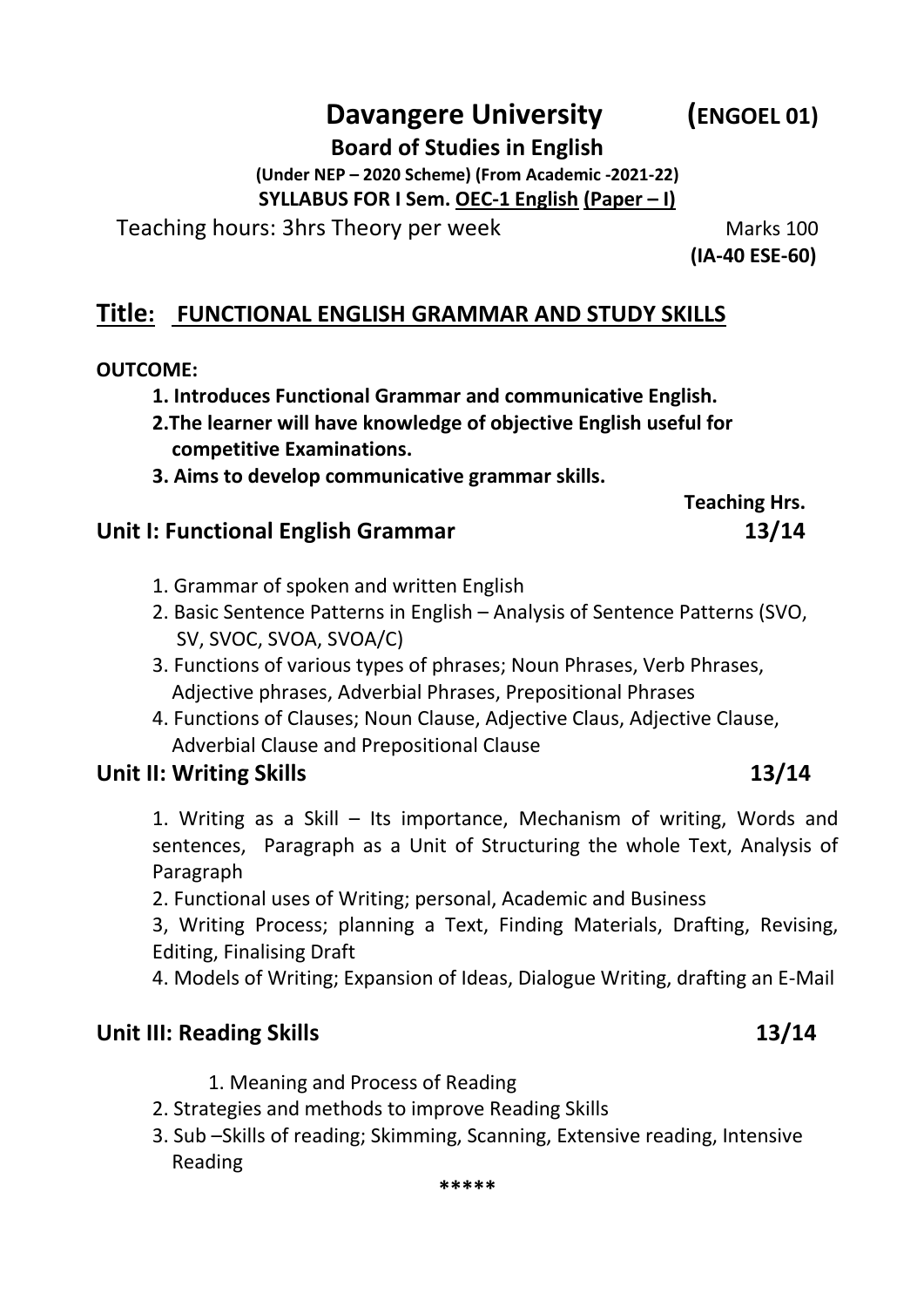# Davangere University (ENGOEL 01)

**Board of Studies in English**

**(Under NEP – 2020 Scheme) (From Academic -2021-22)**

**SYLLABUS FOR I Sem. <u>OEC-1 English</u> <u>(Paper – I)</u>**

Teaching hours: 3hrs Theory per week — Marks 100 **(IA-40 ESE-60)**

## Title: <u>FUNCTIONAL ENGLISH GRAMMAR AND STUDY SKILLS</u>

**OUTCOME:**

1. **Introduces Functional Grammar and communicative English.**
2. **The learner will have knowledge of objective English useful for competitive Examinations.**
3. **Aims to develop communicative grammar skills.**

**Teaching Hrs.**

### Unit I: Functional English Grammar — 13/14

1. Grammar of spoken and written English
2. Basic Sentence Patterns in English – Analysis of Sentence Patterns (SVO, SV, SVOC, SVOA, SVOA/C)
3. Functions of various types of phrases; Noun Phrases, Verb Phrases, Adjective phrases, Adverbial Phrases, Prepositional Phrases
4. Functions of Clauses; Noun Clause, Adjective Claus, Adjective Clause, Adverbial Clause and Prepositional Clause

### Unit II: Writing Skills — 13/14

1. Writing as a Skill – Its importance, Mechanism of writing, Words and sentences, Paragraph as a Unit of Structuring the whole Text, Analysis of Paragraph
2. Functional uses of Writing; personal, Academic and Business

3, Writing Process; planning a Text, Finding Materials, Drafting, Revising, Editing, Finalising Draft

4. Models of Writing; Expansion of Ideas, Dialogue Writing, drafting an E-Mail

### Unit III: Reading Skills — 13/14

1. Meaning and Process of Reading
2. Strategies and methods to improve Reading Skills
3. Sub –Skills of reading; Skimming, Scanning, Extensive reading, Intensive Reading

*****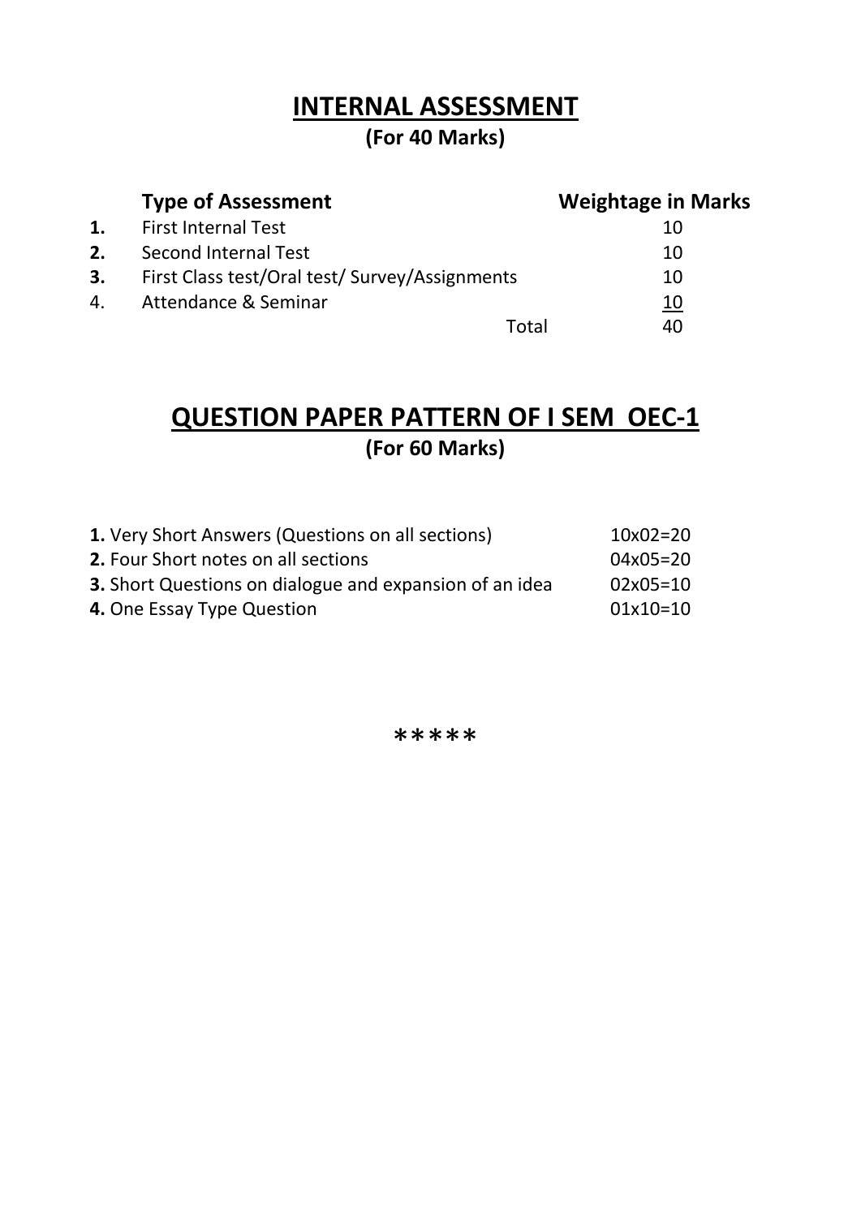# INTERNAL ASSESSMENT

**(For 40 Marks)**

| | **Type of Assessment** | **Weightage in Marks** |
|---|---|---|
| **1.** | First Internal Test | 10 |
| **2.** | Second Internal Test | 10 |
| **3.** | First Class test/Oral test/ Survey/Assignments | 10 |
| 4. | Attendance & Seminar | 10 |
| | Total | 40 |

# QUESTION PAPER PATTERN OF I SEM OEC-1

**(For 60 Marks)**

| | |
|---|---|
| **1.** Very Short Answers (Questions on all sections) | 10x02=20 |
| **2.** Four Short notes on all sections | 04x05=20 |
| **3.** Short Questions on dialogue and expansion of an idea | 02x05=10 |
| **4.** One Essay Type Question | 01x10=10 |

*****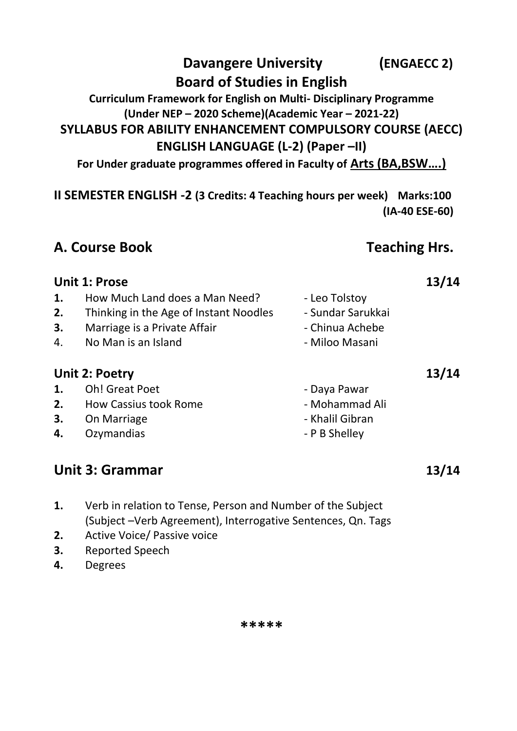# Davangere University (ENGAECC 2)

## Board of Studies in English

**Curriculum Framework for English on Multi- Disciplinary Programme**
**(Under NEP – 2020 Scheme)(Academic Year – 2021-22)**

**SYLLABUS FOR ABILITY ENHANCEMENT COMPULSORY COURSE (AECC)**
**ENGLISH LANGUAGE (L-2) (Paper –II)**

**For Under graduate programmes offered in Faculty of <u>Arts (BA,BSW….)</u>**

**II SEMESTER ENGLISH -2 (3 Credits: 4 Teaching hours per week) Marks:100 (IA-40 ESE-60)**

## A. Course Book — Teaching Hrs.

### Unit 1: Prose — 13/14

| | | |
|---|---|---|
| **1.** | How Much Land does a Man Need? | - Leo Tolstoy |
| **2.** | Thinking in the Age of Instant Noodles | - Sundar Sarukkai |
| **3.** | Marriage is a Private Affair | - Chinua Achebe |
| 4. | No Man is an Island | - Miloo Masani |

### Unit 2: Poetry — 13/14

| | | |
|---|---|---|
| **1.** | Oh! Great Poet | - Daya Pawar |
| **2.** | How Cassius took Rome | - Mohammad Ali |
| **3.** | On Marriage | - Khalil Gibran |
| **4.** | Ozymandias | - P B Shelley |

## Unit 3: Grammar — 13/14

1. Verb in relation to Tense, Person and Number of the Subject (Subject –Verb Agreement), Interrogative Sentences, Qn. Tags
2. Active Voice/ Passive voice
3. Reported Speech
4. Degrees

*****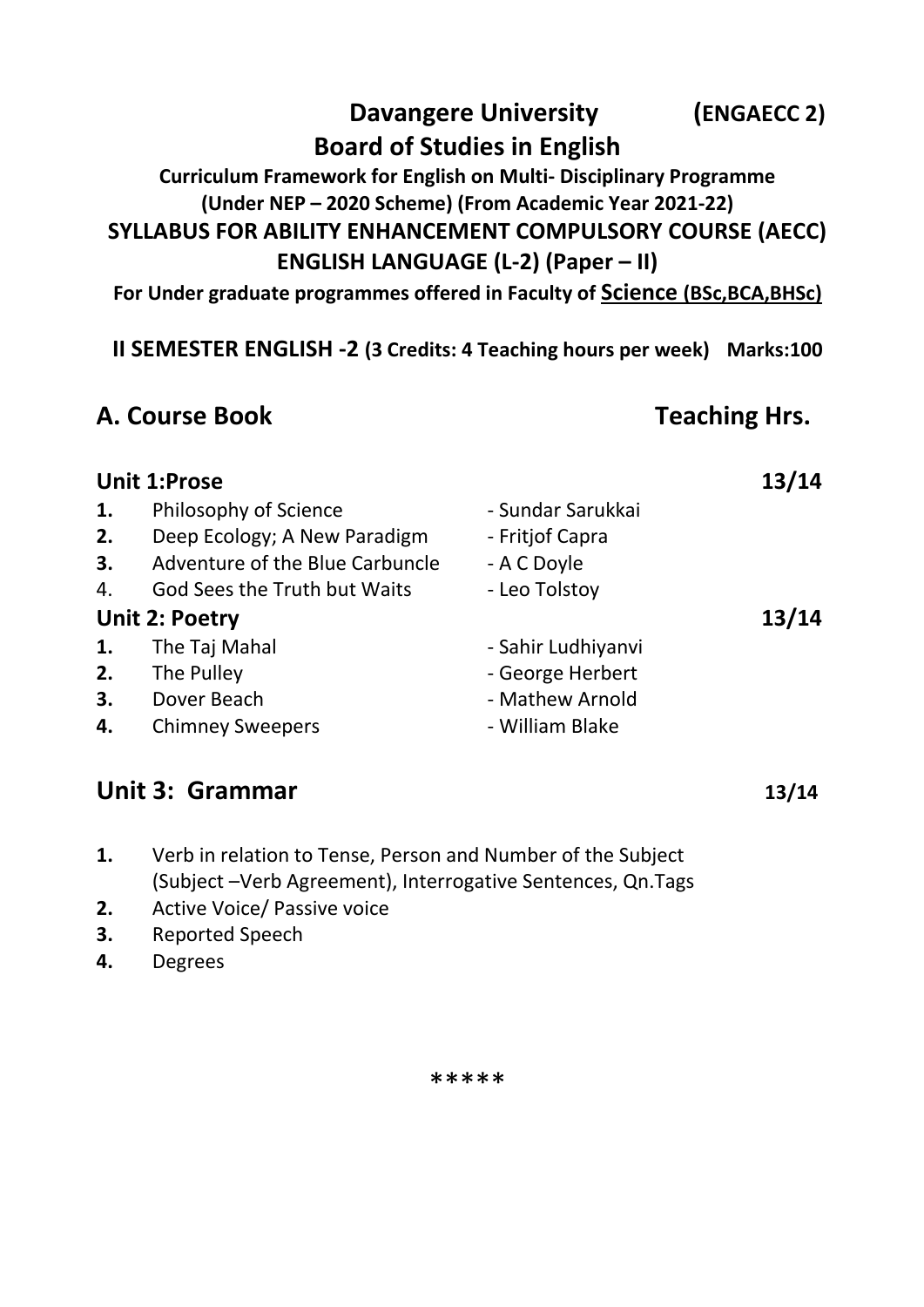# Davangere University (ENGAECC 2)

## Board of Studies in English

**Curriculum Framework for English on Multi- Disciplinary Programme**

**(Under NEP – 2020 Scheme) (From Academic Year 2021-22)**

**SYLLABUS FOR ABILITY ENHANCEMENT COMPULSORY COURSE (AECC)**

**ENGLISH LANGUAGE (L-2) (Paper – II)**

**For Under graduate programmes offered in Faculty of Science (BSc,BCA,BHSc)**

**II SEMESTER ENGLISH -2 (3 Credits: 4 Teaching hours per week) Marks:100**

## A. Course Book — Teaching Hrs.

### Unit 1:Prose — 13/14

1. Philosophy of Science - Sundar Sarukkai
2. Deep Ecology; A New Paradigm - Fritjof Capra
3. Adventure of the Blue Carbuncle - A C Doyle
4. God Sees the Truth but Waits - Leo Tolstoy

### Unit 2: Poetry — 13/14

1. The Taj Mahal - Sahir Ludhiyanvi
2. The Pulley - George Herbert
3. Dover Beach - Mathew Arnold
4. Chimney Sweepers - William Blake

## Unit 3: Grammar — 13/14

1. Verb in relation to Tense, Person and Number of the Subject (Subject –Verb Agreement), Interrogative Sentences, Qn.Tags
2. Active Voice/ Passive voice
3. Reported Speech
4. Degrees

*****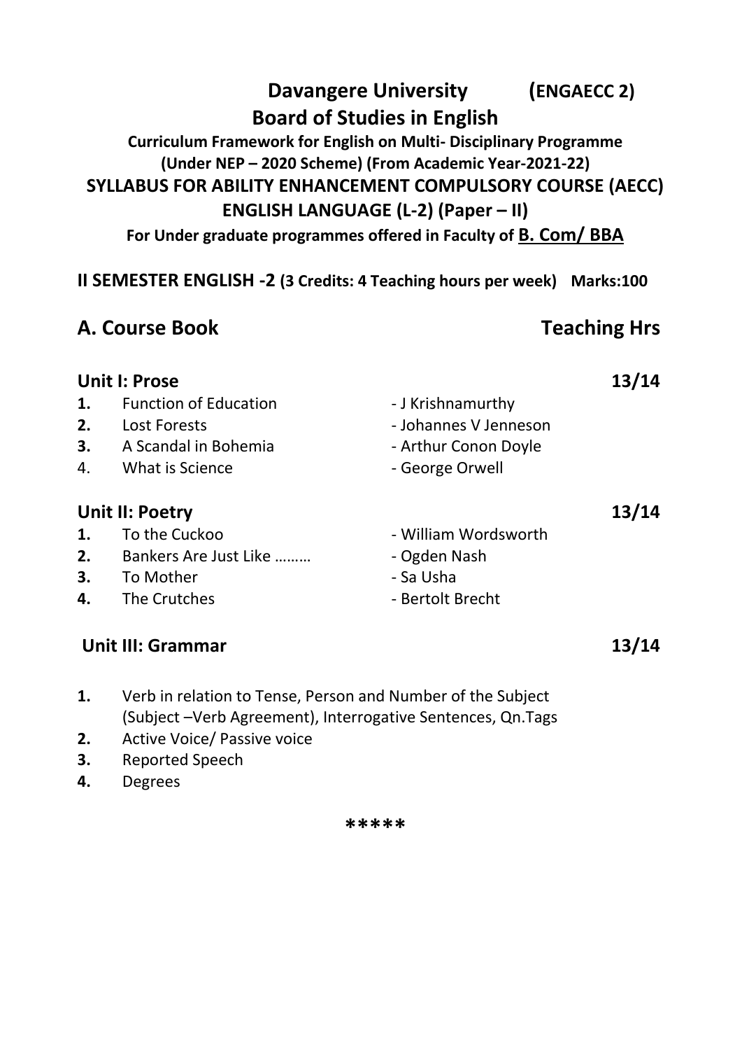# Davangere University (ENGAECC 2)

## Board of Studies in English

**Curriculum Framework for English on Multi- Disciplinary Programme**
**(Under NEP – 2020 Scheme) (From Academic Year-2021-22)**

**SYLLABUS FOR ABILITY ENHANCEMENT COMPULSORY COURSE (AECC)**
**ENGLISH LANGUAGE (L-2) (Paper – II)**

**For Under graduate programmes offered in Faculty of <u>B. Com/ BBA</u>**

**II SEMESTER ENGLISH -2 (3 Credits: 4 Teaching hours per week) Marks:100**

## A. Course Book — Teaching Hrs

### Unit I: Prose — 13/14

1. Function of Education - J Krishnamurthy
2. Lost Forests - Johannes V Jenneson
3. A Scandal in Bohemia - Arthur Conon Doyle
4. What is Science - George Orwell

### Unit II: Poetry — 13/14

1. To the Cuckoo - William Wordsworth
2. Bankers Are Just Like ……… - Ogden Nash
3. To Mother - Sa Usha
4. The Crutches - Bertolt Brecht

### Unit III: Grammar — 13/14

1. Verb in relation to Tense, Person and Number of the Subject (Subject –Verb Agreement), Interrogative Sentences, Qn.Tags
2. Active Voice/ Passive voice
3. Reported Speech
4. Degrees

*****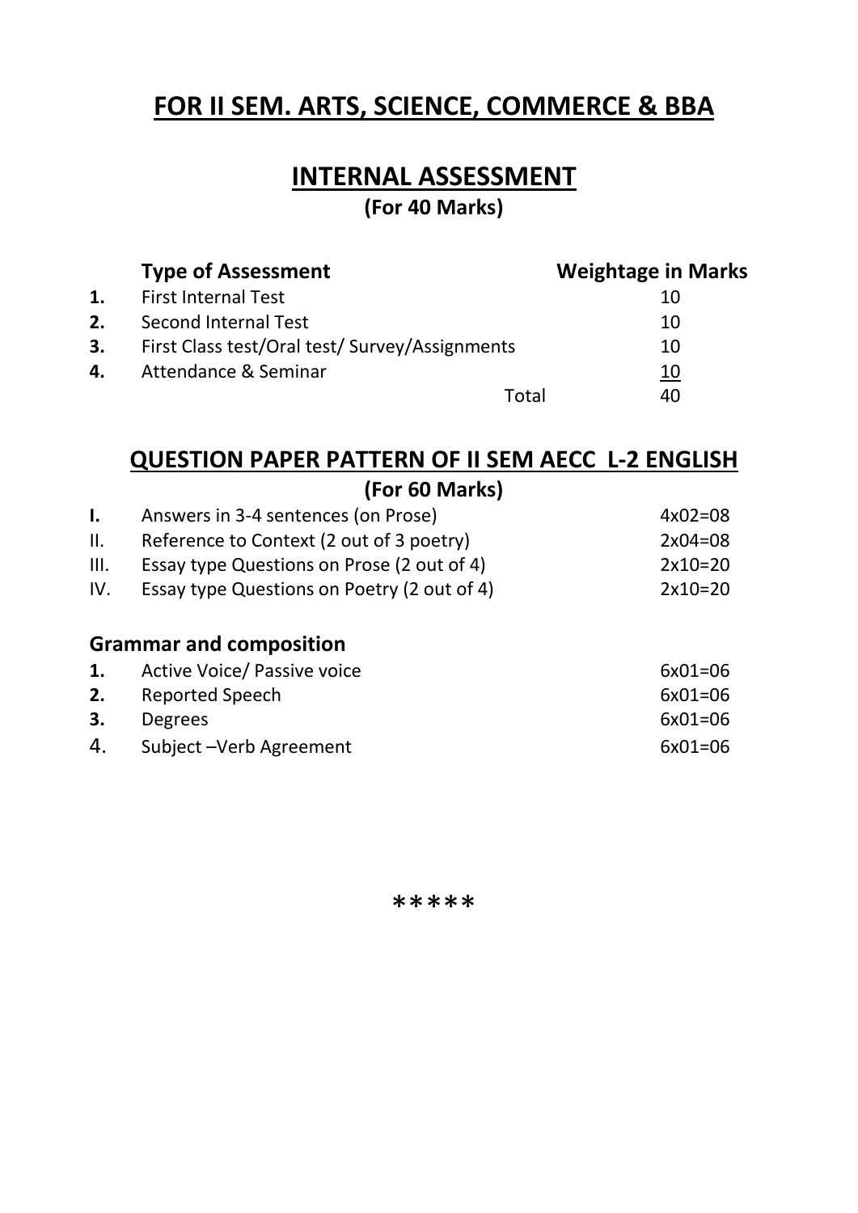# FOR II SEM. ARTS, SCIENCE, COMMERCE & BBA

## INTERNAL ASSESSMENT

**(For 40 Marks)**

| | Type of Assessment | Weightage in Marks |
|---|---|---|
| **1.** | First Internal Test | 10 |
| **2.** | Second Internal Test | 10 |
| **3.** | First Class test/Oral test/ Survey/Assignments | 10 |
| **4.** | Attendance & Seminar | 10 |
| | Total | 40 |

## QUESTION PAPER PATTERN OF II SEM AECC L-2 ENGLISH

**(For 60 Marks)**

| | | |
|---|---|---|
| **I.** | Answers in 3-4 sentences (on Prose) | 4x02=08 |
| II. | Reference to Context (2 out of 3 poetry) | 2x04=08 |
| III. | Essay type Questions on Prose (2 out of 4) | 2x10=20 |
| IV. | Essay type Questions on Poetry (2 out of 4) | 2x10=20 |

**Grammar and composition**

| | | |
|---|---|---|
| **1.** | Active Voice/ Passive voice | 6x01=06 |
| **2.** | Reported Speech | 6x01=06 |
| **3.** | Degrees | 6x01=06 |
| 4. | Subject –Verb Agreement | 6x01=06 |

*****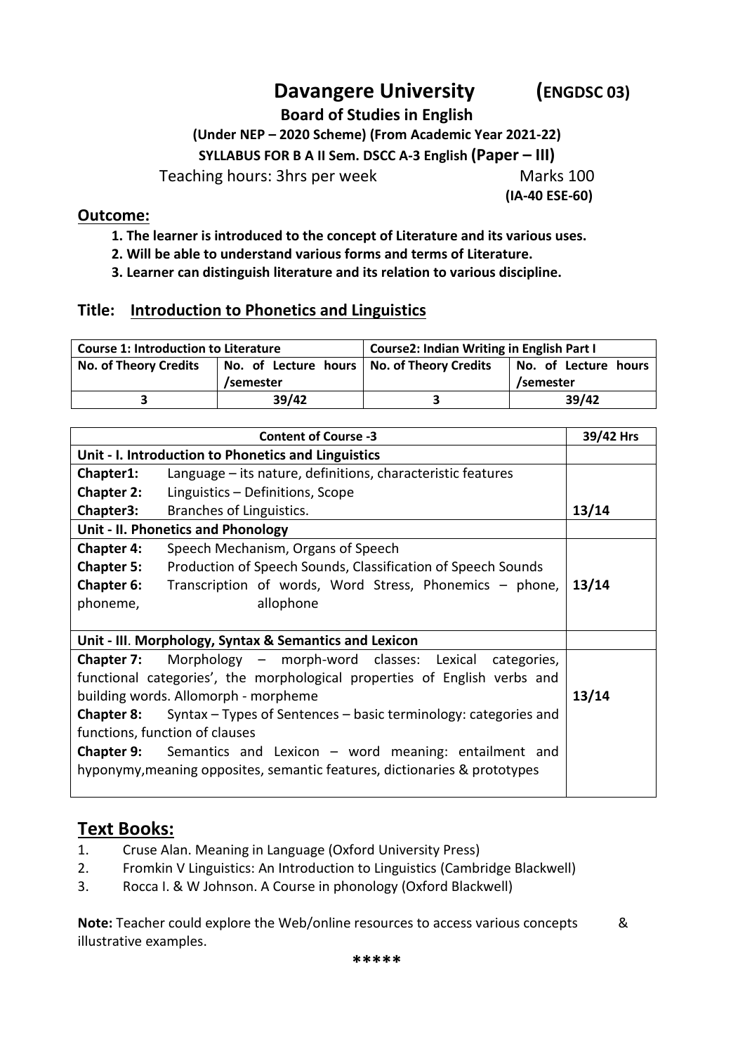# Davangere University (ENGDSC 03)

**Board of Studies in English**

**(Under NEP – 2020 Scheme) (From Academic Year 2021-22)**

**SYLLABUS FOR B A II Sem. DSCC A-3 English (Paper – III)**

Teaching hours: 3hrs per week Marks 100

**(IA-40 ESE-60)**

## Outcome:

1. **The learner is introduced to the concept of Literature and its various uses.**
2. **Will be able to understand various forms and terms of Literature.**
3. **Learner can distinguish literature and its relation to various discipline.**

## Title: Introduction to Phonetics and Linguistics

| **Course 1: Introduction to Literature** | | **Course2: Indian Writing in English Part I** | |
|---|---|---|---|
| **No. of Theory Credits** | **No. of Lecture hours /semester** | **No. of Theory Credits** | **No. of Lecture hours /semester** |
| **3** | **39/42** | **3** | **39/42** |

| **Content of Course -3** | **39/42 Hrs** |
|---|---|
| **Unit - I. Introduction to Phonetics and Linguistics** | |
| **Chapter1:** Language – its nature, definitions, characteristic features<br>**Chapter 2:** Linguistics – Definitions, Scope<br>**Chapter3:** Branches of Linguistics. | **13/14** |
| **Unit - II. Phonetics and Phonology** | |
| **Chapter 4:** Speech Mechanism, Organs of Speech<br>**Chapter 5:** Production of Speech Sounds, Classification of Speech Sounds<br>**Chapter 6:** Transcription of words, Word Stress, Phonemics – phone, phoneme, allophone | **13/14** |
| **Unit - III. Morphology, Syntax & Semantics and Lexicon** | |
| **Chapter 7:** Morphology – morph-word classes: Lexical categories, functional categories', the morphological properties of English verbs and building words. Allomorph - morpheme<br>**Chapter 8:** Syntax – Types of Sentences – basic terminology: categories and functions, function of clauses<br>**Chapter 9:** Semantics and Lexicon – word meaning: entailment and hyponymy,meaning opposites, semantic features, dictionaries & prototypes | **13/14** |

## Text Books:

1. Cruse Alan. Meaning in Language (Oxford University Press)
2. Fromkin V Linguistics: An Introduction to Linguistics (Cambridge Blackwell)
3. Rocca I. & W Johnson. A Course in phonology (Oxford Blackwell)

**Note:** Teacher could explore the Web/online resources to access various concepts & illustrative examples.

*****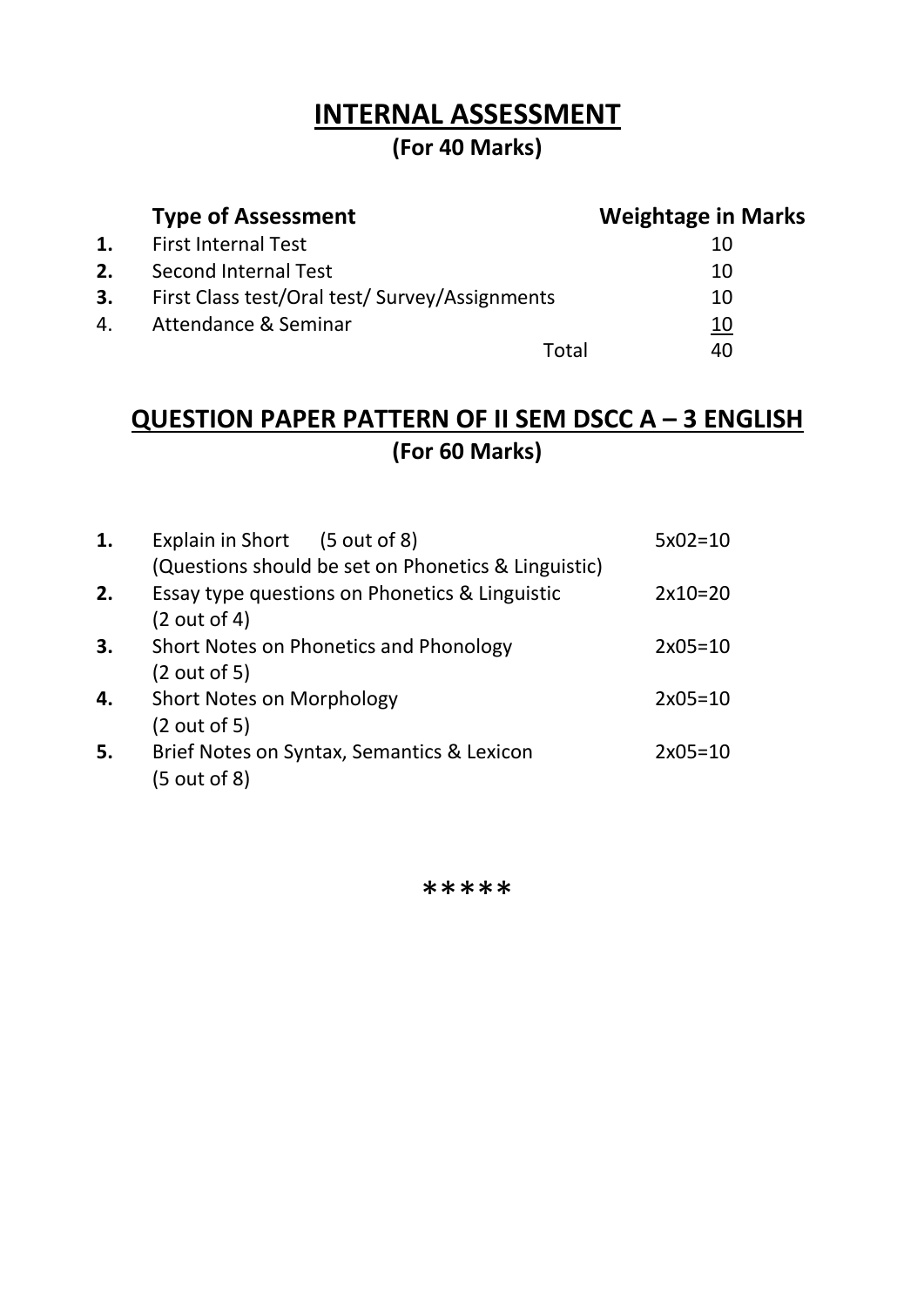## INTERNAL ASSESSMENT

**(For 40 Marks)**

| | **Type of Assessment** | **Weightage in Marks** |
|---|---|---|
| **1.** | First Internal Test | 10 |
| **2.** | Second Internal Test | 10 |
| **3.** | First Class test/Oral test/ Survey/Assignments | 10 |
| 4. | Attendance & Seminar | 10 |
| | Total | 40 |

## QUESTION PAPER PATTERN OF II SEM DSCC A – 3 ENGLISH

**(For 60 Marks)**

| | | |
|---|---|---|
| **1.** | Explain in Short (5 out of 8)<br>(Questions should be set on Phonetics & Linguistic) | 5x02=10 |
| **2.** | Essay type questions on Phonetics & Linguistic<br>(2 out of 4) | 2x10=20 |
| **3.** | Short Notes on Phonetics and Phonology<br>(2 out of 5) | 2x05=10 |
| **4.** | Short Notes on Morphology<br>(2 out of 5) | 2x05=10 |
| **5.** | Brief Notes on Syntax, Semantics & Lexicon<br>(5 out of 8) | 2x05=10 |

*****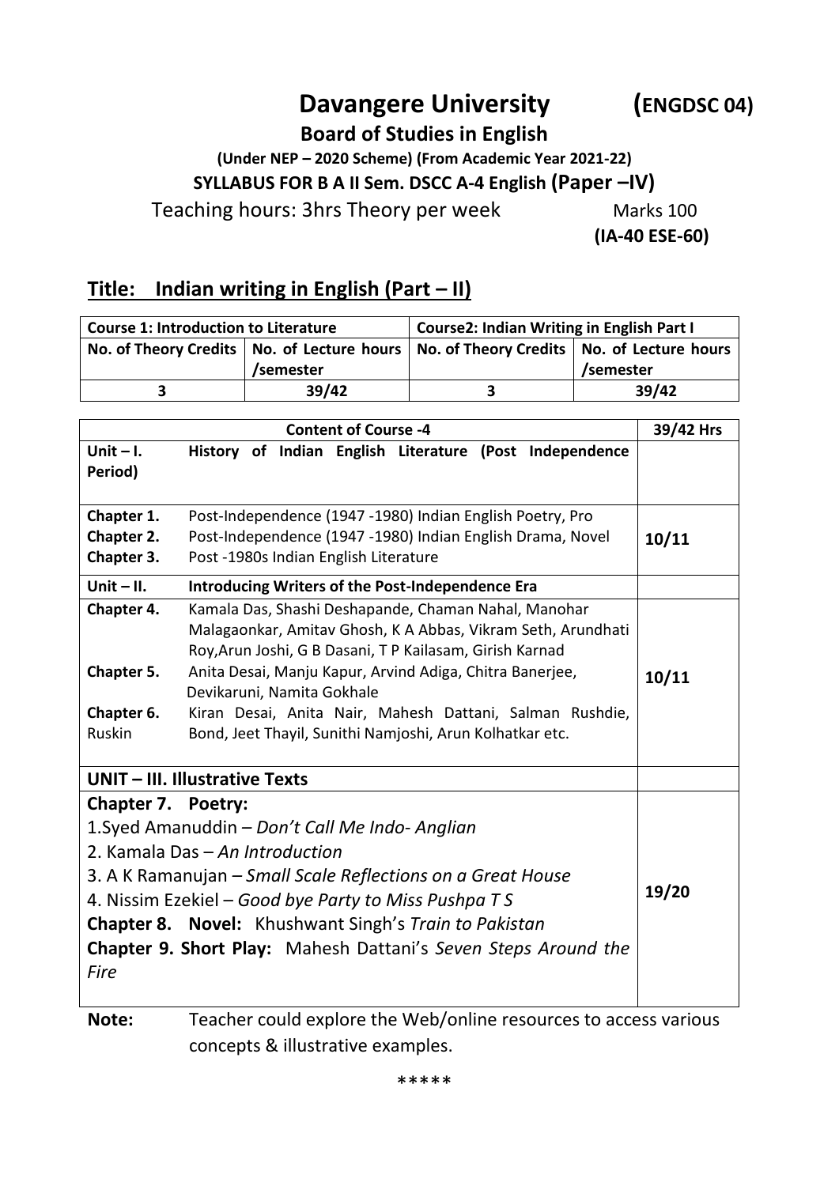# Davangere University (ENGDSC 04)

## Board of Studies in English

**(Under NEP – 2020 Scheme) (From Academic Year 2021-22)**

**SYLLABUS FOR B A II Sem. DSCC A-4 English (Paper –IV)**

Teaching hours: 3hrs Theory per week Marks 100

**(IA-40 ESE-60)**

## Title: Indian writing in English (Part – II)

| Course 1: Introduction to Literature | | Course2: Indian Writing in English Part I | |
|---|---|---|---|
| No. of Theory Credits | No. of Lecture hours /semester | No. of Theory Credits | No. of Lecture hours /semester |
| 3 | 39/42 | 3 | 39/42 |

| Content of Course -4 | | 39/42 Hrs |
|---|---|---|
| **Unit – I. Period)** | **History of Indian English Literature (Post Independence** | |
| **Chapter 1.**<br>**Chapter 2.**<br>**Chapter 3.** | Post-Independence (1947 -1980) Indian English Poetry, Pro<br>Post-Independence (1947 -1980) Indian English Drama, Novel<br>Post -1980s Indian English Literature | **10/11** |
| **Unit – II.** | **Introducing Writers of the Post-Independence Era** | |
| **Chapter 4.**<br><br>**Chapter 5.**<br><br>**Chapter 6.** Ruskin | Kamala Das, Shashi Deshapande, Chaman Nahal, Manohar Malagaonkar, Amitav Ghosh, K A Abbas, Vikram Seth, Arundhati Roy,Arun Joshi, G B Dasani, T P Kailasam, Girish Karnad<br>Anita Desai, Manju Kapur, Arvind Adiga, Chitra Banerjee, Devikaruni, Namita Gokhale<br>Kiran Desai, Anita Nair, Mahesh Dattani, Salman Rushdie, Bond, Jeet Thayil, Sunithi Namjoshi, Arun Kolhatkar etc. | **10/11** |
| **UNIT – III. Illustrative Texts** | | |
| **Chapter 7. Poetry:**<br>1.Syed Amanuddin – *Don't Call Me Indo- Anglian*<br>2. Kamala Das – *An Introduction*<br>3. A K Ramanujan – *Small Scale Reflections on a Great House*<br>4. Nissim Ezekiel – *Good bye Party to Miss Pushpa T S*<br>**Chapter 8. Novel:** Khushwant Singh's *Train to Pakistan*<br>**Chapter 9. Short Play:** Mahesh Dattani's *Seven Steps Around the Fire* | | **19/20** |

**Note:** Teacher could explore the Web/online resources to access various concepts & illustrative examples.

*****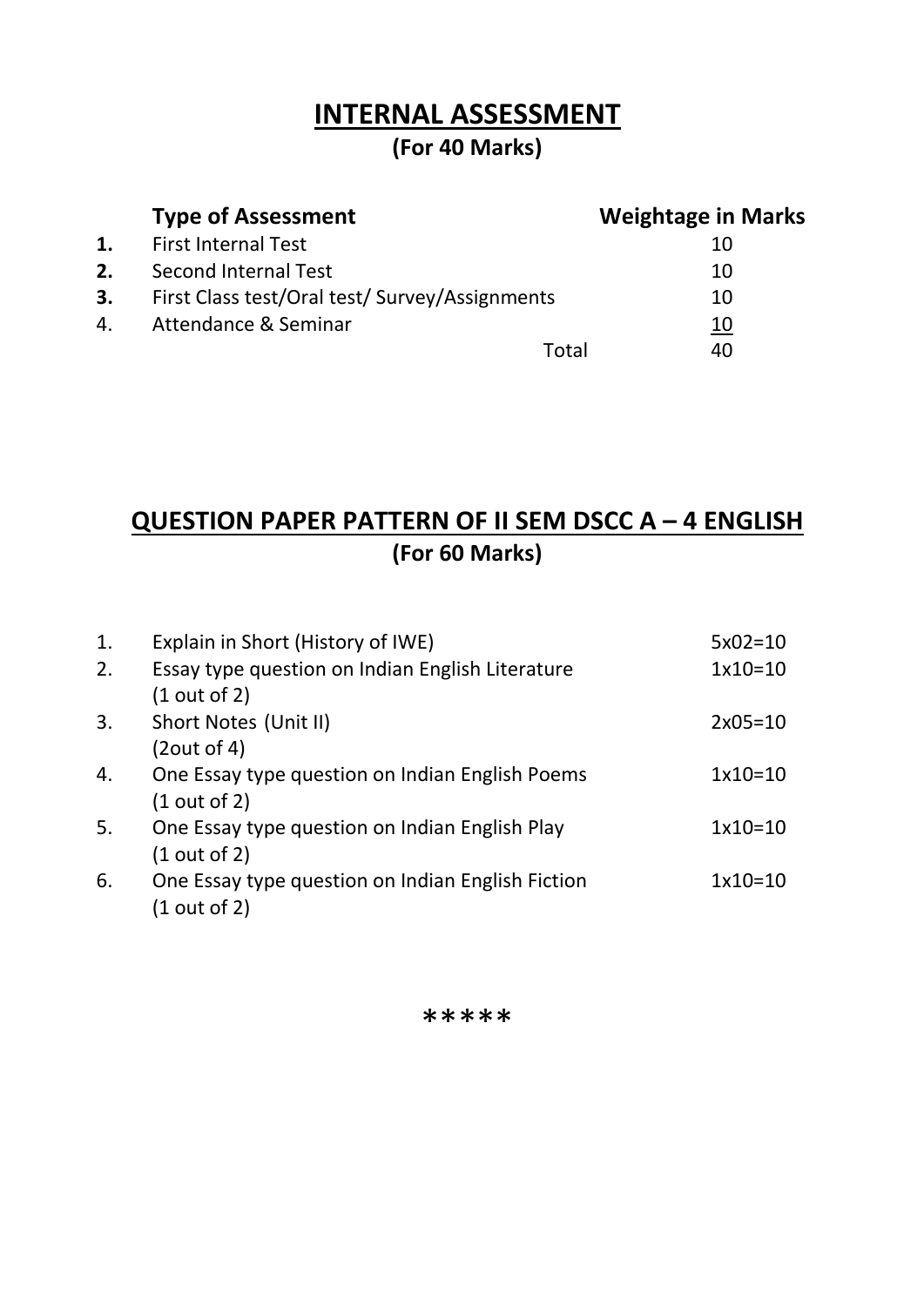# INTERNAL ASSESSMENT

**(For 40 Marks)**

| | Type of Assessment | Weightage in Marks |
|---|---|---|
| **1.** | First Internal Test | 10 |
| **2.** | Second Internal Test | 10 |
| **3.** | First Class test/Oral test/ Survey/Assignments | 10 |
| 4. | Attendance & Seminar | 10 |
| | Total | 40 |

# QUESTION PAPER PATTERN OF II SEM DSCC A – 4 ENGLISH

**(For 60 Marks)**

| | | |
|---|---|---|
| 1. | Explain in Short (History of IWE) | 5x02=10 |
| 2. | Essay type question on Indian English Literature (1 out of 2) | 1x10=10 |
| 3. | Short Notes (Unit II) (2out of 4) | 2x05=10 |
| 4. | One Essay type question on Indian English Poems (1 out of 2) | 1x10=10 |
| 5. | One Essay type question on Indian English Play (1 out of 2) | 1x10=10 |
| 6. | One Essay type question on Indian English Fiction (1 out of 2) | 1x10=10 |

*****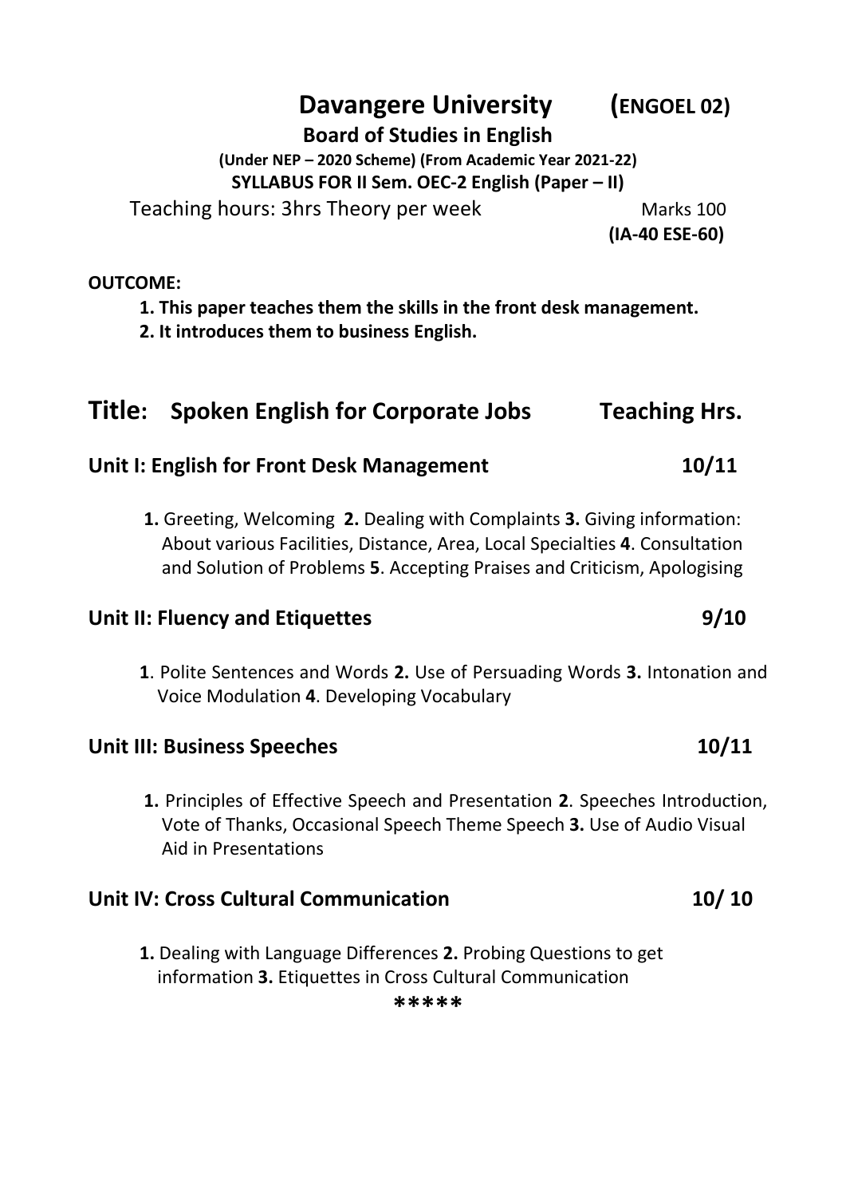# Davangere University (ENGOEL 02)

## Board of Studies in English

**(Under NEP – 2020 Scheme) (From Academic Year 2021-22)**

**SYLLABUS FOR II Sem. OEC-2 English (Paper – II)**

Teaching hours: 3hrs Theory per week — Marks 100 **(IA-40 ESE-60)**

**OUTCOME:**

1. **This paper teaches them the skills in the front desk management.**
2. **It introduces them to business English.**

## Title: Spoken English for Corporate Jobs — Teaching Hrs.

### Unit I: English for Front Desk Management — 10/11

**1.** Greeting, Welcoming **2.** Dealing with Complaints **3.** Giving information: About various Facilities, Distance, Area, Local Specialties **4**. Consultation and Solution of Problems **5**. Accepting Praises and Criticism, Apologising

### Unit II: Fluency and Etiquettes — 9/10

**1**. Polite Sentences and Words **2.** Use of Persuading Words **3.** Intonation and Voice Modulation **4**. Developing Vocabulary

### Unit III: Business Speeches — 10/11

**1.** Principles of Effective Speech and Presentation **2**. Speeches Introduction, Vote of Thanks, Occasional Speech Theme Speech **3.** Use of Audio Visual Aid in Presentations

### Unit IV: Cross Cultural Communication — 10/ 10

**1.** Dealing with Language Differences **2.** Probing Questions to get information **3.** Etiquettes in Cross Cultural Communication

*****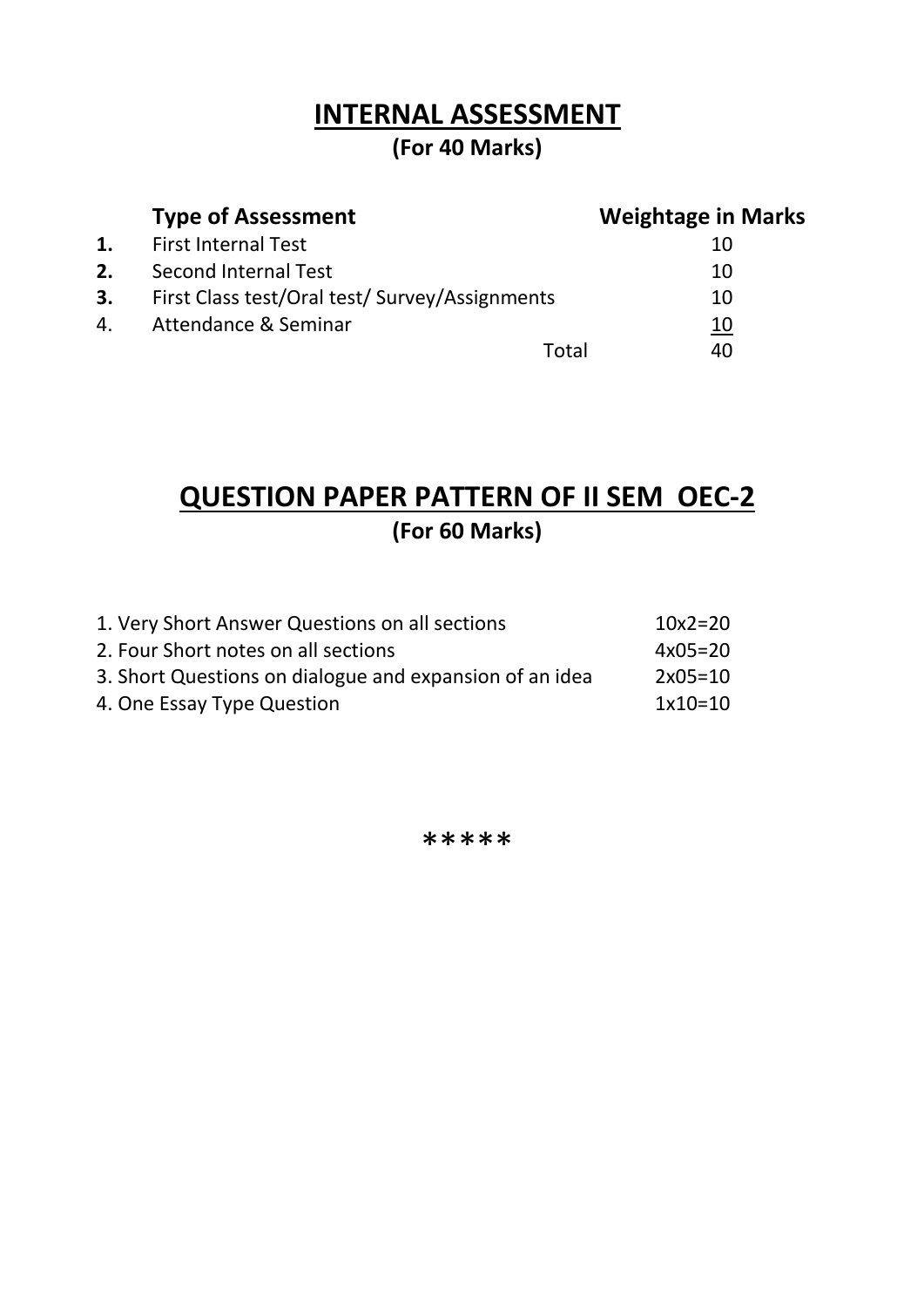## INTERNAL ASSESSMENT

**(For 40 Marks)**

| | Type of Assessment | Weightage in Marks |
|---|---|---|
| **1.** | First Internal Test | 10 |
| **2.** | Second Internal Test | 10 |
| **3.** | First Class test/Oral test/ Survey/Assignments | 10 |
| 4. | Attendance & Seminar | 10 |
| | Total | 40 |

## QUESTION PAPER PATTERN OF II SEM OEC-2

**(For 60 Marks)**

| | |
|---|---|
| 1. Very Short Answer Questions on all sections | 10x2=20 |
| 2. Four Short notes on all sections | 4x05=20 |
| 3. Short Questions on dialogue and expansion of an idea | 2x05=10 |
| 4. One Essay Type Question | 1x10=10 |

*****